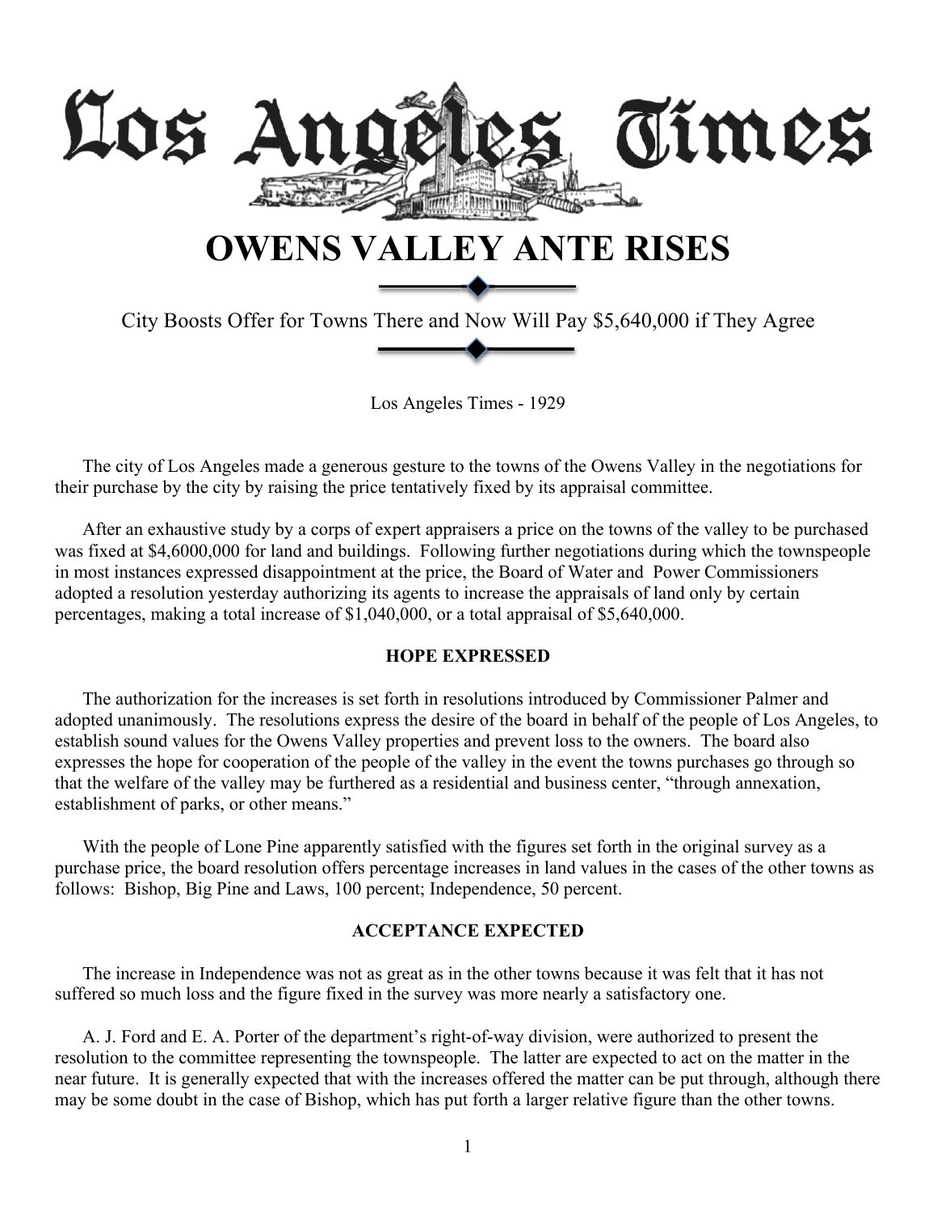# Los Angeles Times

# OWENS VALLEY ANTE RISES

City Boosts Offer for Towns There and Now Will Pay $5,640,000 if They Agree

Los Angeles Times - 1929

The city of Los Angeles made a generous gesture to the towns of the Owens Valley in the negotiations for their purchase by the city by raising the price tentatively fixed by its appraisal committee.

After an exhaustive study by a corps of expert appraisers a price on the towns of the valley to be purchased was fixed at $4,6000,000 for land and buildings. Following further negotiations during which the townspeople in most instances expressed disappointment at the price, the Board of Water and Power Commissioners adopted a resolution yesterday authorizing its agents to increase the appraisals of land only by certain percentages, making a total increase of $1,040,000, or a total appraisal of $5,640,000.

### HOPE EXPRESSED

The authorization for the increases is set forth in resolutions introduced by Commissioner Palmer and adopted unanimously. The resolutions express the desire of the board in behalf of the people of Los Angeles, to establish sound values for the Owens Valley properties and prevent loss to the owners. The board also expresses the hope for cooperation of the people of the valley in the event the towns purchases go through so that the welfare of the valley may be furthered as a residential and business center, "through annexation, establishment of parks, or other means."

With the people of Lone Pine apparently satisfied with the figures set forth in the original survey as a purchase price, the board resolution offers percentage increases in land values in the cases of the other towns as follows: Bishop, Big Pine and Laws, 100 percent; Independence, 50 percent.

### ACCEPTANCE EXPECTED

The increase in Independence was not as great as in the other towns because it was felt that it has not suffered so much loss and the figure fixed in the survey was more nearly a satisfactory one.

A. J. Ford and E. A. Porter of the department's right-of-way division, were authorized to present the resolution to the committee representing the townspeople. The latter are expected to act on the matter in the near future. It is generally expected that with the increases offered the matter can be put through, although there may be some doubt in the case of Bishop, which has put forth a larger relative figure than the other towns.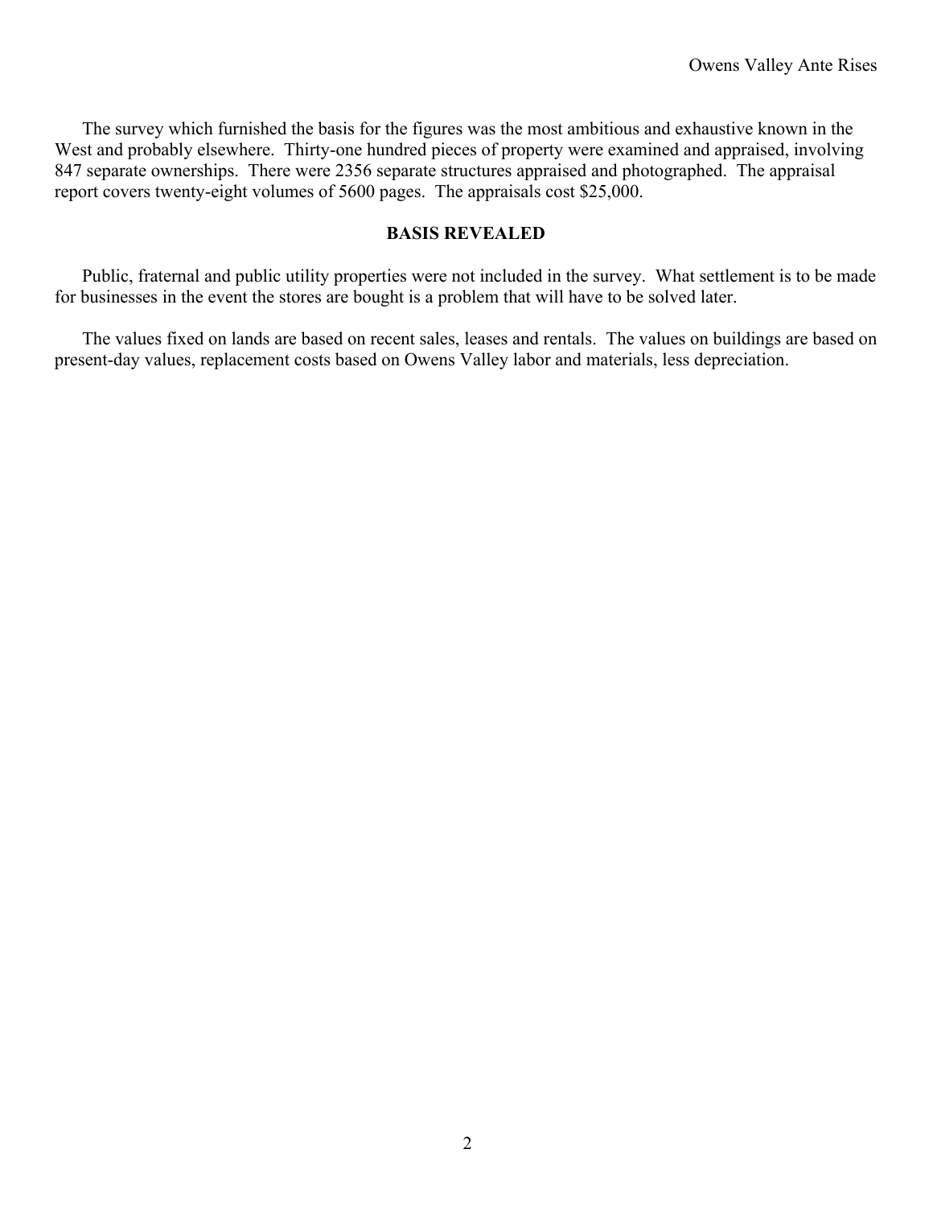The survey which furnished the basis for the figures was the most ambitious and exhaustive known in the West and probably elsewhere. Thirty-one hundred pieces of property were examined and appraised, involving 847 separate ownerships. There were 2356 separate structures appraised and photographed. The appraisal report covers twenty-eight volumes of 5600 pages. The appraisals cost $25,000.

## BASIS REVEALED

Public, fraternal and public utility properties were not included in the survey. What settlement is to be made for businesses in the event the stores are bought is a problem that will have to be solved later.

The values fixed on lands are based on recent sales, leases and rentals. The values on buildings are based on present-day values, replacement costs based on Owens Valley labor and materials, less depreciation.